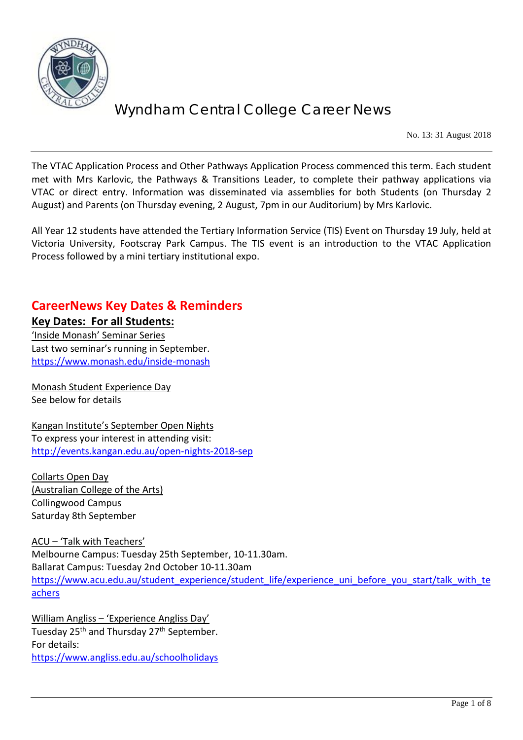# Wyndham Central College Career News

No. 13: 31 August 2018

The VTAC Application Process and Other Pathways Application Process commenced this term. Each student met with Mrs Karlovic, the Pathways & Transitions Leader, to complete their pathway applications via VTAC or direct entry. Information was disseminated via assemblies for both Students (on Thursday 2 August) and Parents (on Thursday evening, 2 August, 7pm in our Auditorium) by Mrs Karlovic.

All Year 12 students have attended the Tertiary Information Service (TIS) Event on Thursday 19 July, held at Victoria University, Footscray Park Campus. The TIS event is an introduction to the VTAC Application Process followed by a mini tertiary institutional expo.

## CareerNews Key Dates & Reminders

### Key Dates: For all Students:

'Inside Monash' Seminar Series
Last two seminar's running in September.
https://www.monash.edu/inside-monash

Monash Student Experience Day
See below for details

Kangan Institute's September Open Nights
To express your interest in attending visit:
http://events.kangan.edu.au/open-nights-2018-sep

Collarts Open Day
(Australian College of the Arts)
Collingwood Campus
Saturday 8th September

ACU – 'Talk with Teachers'
Melbourne Campus: Tuesday 25th September, 10-11.30am.
Ballarat Campus: Tuesday 2nd October 10-11.30am
https://www.acu.edu.au/student_experience/student_life/experience_uni_before_you_start/talk_with_teachers

William Angliss – 'Experience Angliss Day'
Tuesday 25th and Thursday 27th September.
For details:
https://www.angliss.edu.au/schoolholidays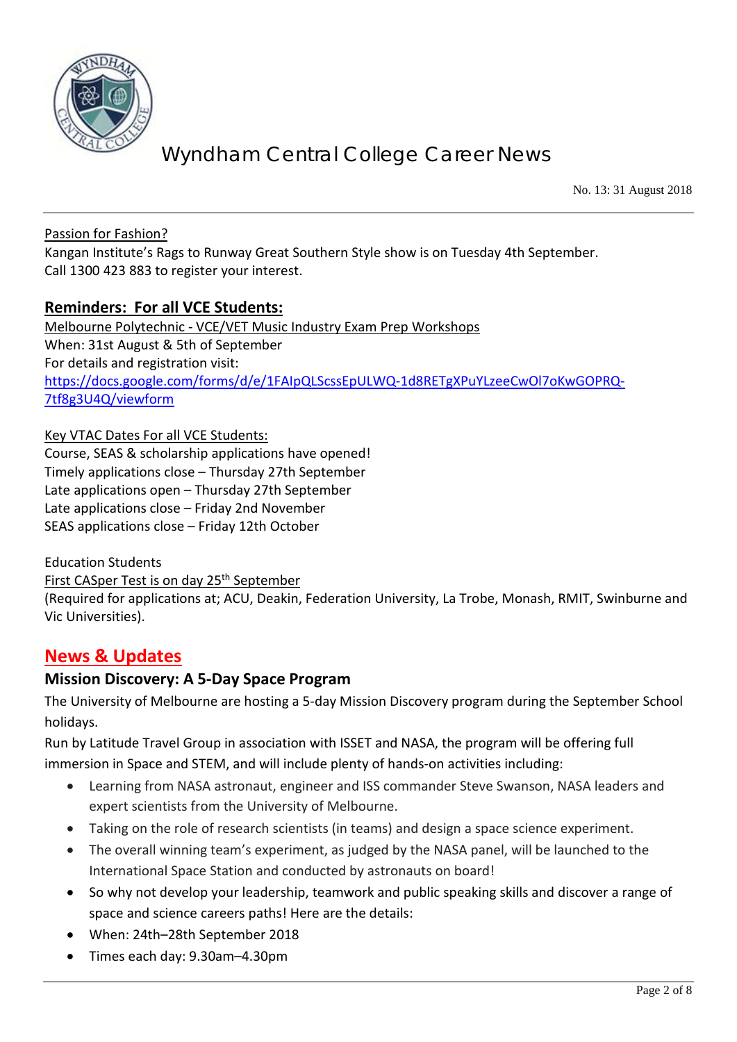Passion for Fashion?

Kangan Institute's Rags to Runway Great Southern Style show is on Tuesday 4th September. Call 1300 423 883 to register your interest.

## **Reminders: For all VCE Students:**

Melbourne Polytechnic - VCE/VET Music Industry Exam Prep Workshops
When: 31st August & 5th of September
For details and registration visit:
https://docs.google.com/forms/d/e/1FAIpQLScssEpULWQ-1d8RETgXPuYLzeeCwOl7oKwGOPRQ-7tf8g3U4Q/viewform

Key VTAC Dates For all VCE Students:
Course, SEAS & scholarship applications have opened!
Timely applications close – Thursday 27th September
Late applications open – Thursday 27th September
Late applications close – Friday 2nd November
SEAS applications close – Friday 12th October

Education Students
First CASper Test is on day 25th September
(Required for applications at; ACU, Deakin, Federation University, La Trobe, Monash, RMIT, Swinburne and Vic Universities).

## News & Updates

### Mission Discovery: A 5-Day Space Program

The University of Melbourne are hosting a 5-day Mission Discovery program during the September School holidays.

Run by Latitude Travel Group in association with ISSET and NASA, the program will be offering full immersion in Space and STEM, and will include plenty of hands-on activities including:

- Learning from NASA astronaut, engineer and ISS commander Steve Swanson, NASA leaders and expert scientists from the University of Melbourne.
- Taking on the role of research scientists (in teams) and design a space science experiment.
- The overall winning team's experiment, as judged by the NASA panel, will be launched to the International Space Station and conducted by astronauts on board!
- So why not develop your leadership, teamwork and public speaking skills and discover a range of space and science careers paths! Here are the details:
- When: 24th–28th September 2018
- Times each day: 9.30am–4.30pm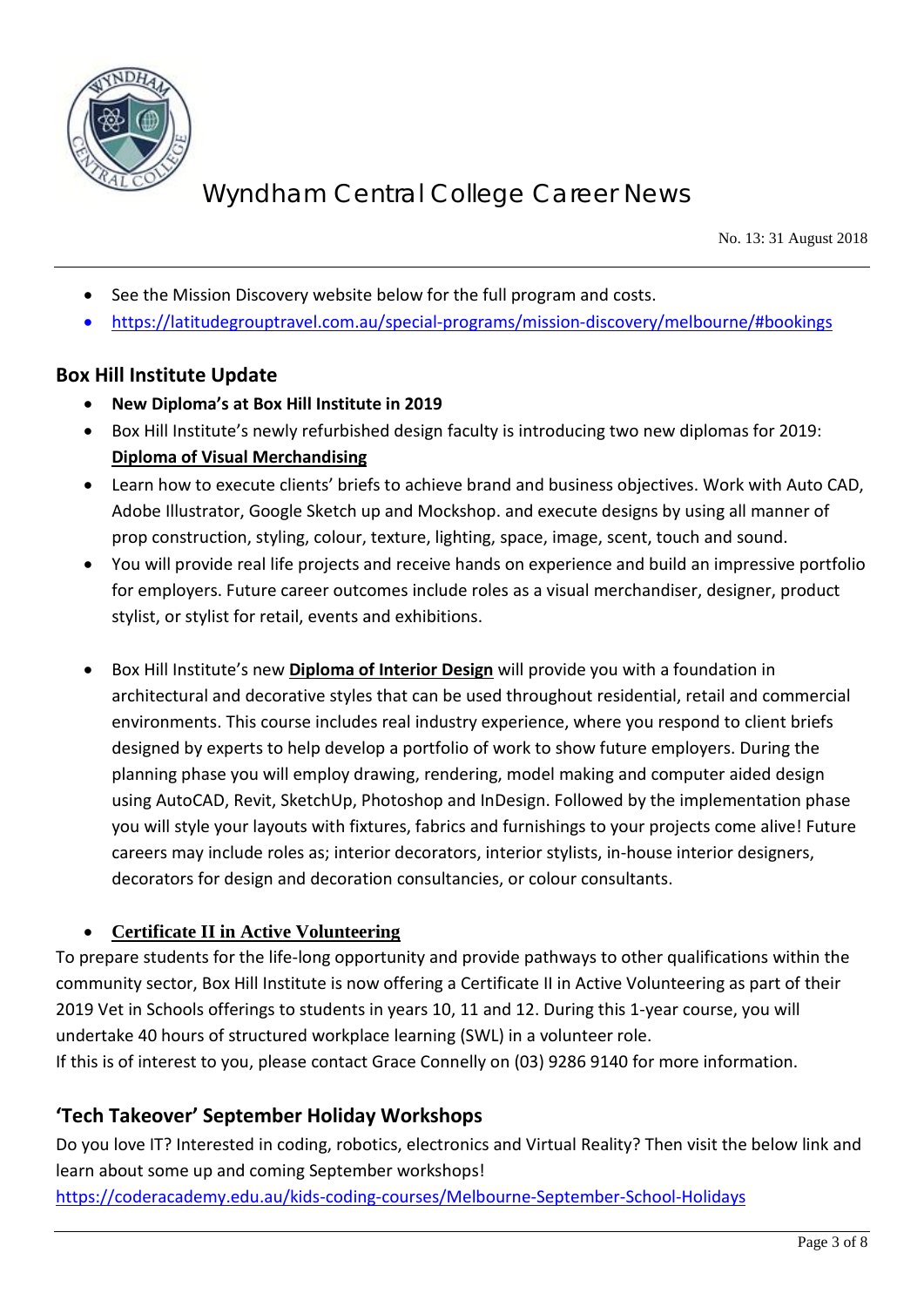- See the Mission Discovery website below for the full program and costs.
- https://latitudegrouptravel.com.au/special-programs/mission-discovery/melbourne/#bookings

## Box Hill Institute Update

- **New Diploma's at Box Hill Institute in 2019**
- Box Hill Institute's newly refurbished design faculty is introducing two new diplomas for 2019: **Diploma of Visual Merchandising**
- Learn how to execute clients' briefs to achieve brand and business objectives. Work with Auto CAD, Adobe Illustrator, Google Sketch up and Mockshop. and execute designs by using all manner of prop construction, styling, colour, texture, lighting, space, image, scent, touch and sound.
- You will provide real life projects and receive hands on experience and build an impressive portfolio for employers. Future career outcomes include roles as a visual merchandiser, designer, product stylist, or stylist for retail, events and exhibitions.

- Box Hill Institute's new **Diploma of Interior Design** will provide you with a foundation in architectural and decorative styles that can be used throughout residential, retail and commercial environments. This course includes real industry experience, where you respond to client briefs designed by experts to help develop a portfolio of work to show future employers. During the planning phase you will employ drawing, rendering, model making and computer aided design using AutoCAD, Revit, SketchUp, Photoshop and InDesign. Followed by the implementation phase you will style your layouts with fixtures, fabrics and furnishings to your projects come alive! Future careers may include roles as; interior decorators, interior stylists, in-house interior designers, decorators for design and decoration consultancies, or colour consultants.

- **Certificate II in Active Volunteering**

To prepare students for the life-long opportunity and provide pathways to other qualifications within the community sector, Box Hill Institute is now offering a Certificate II in Active Volunteering as part of their 2019 Vet in Schools offerings to students in years 10, 11 and 12. During this 1-year course, you will undertake 40 hours of structured workplace learning (SWL) in a volunteer role.
If this is of interest to you, please contact Grace Connelly on (03) 9286 9140 for more information.

## 'Tech Takeover' September Holiday Workshops

Do you love IT? Interested in coding, robotics, electronics and Virtual Reality? Then visit the below link and learn about some up and coming September workshops!
https://coderacademy.edu.au/kids-coding-courses/Melbourne-September-School-Holidays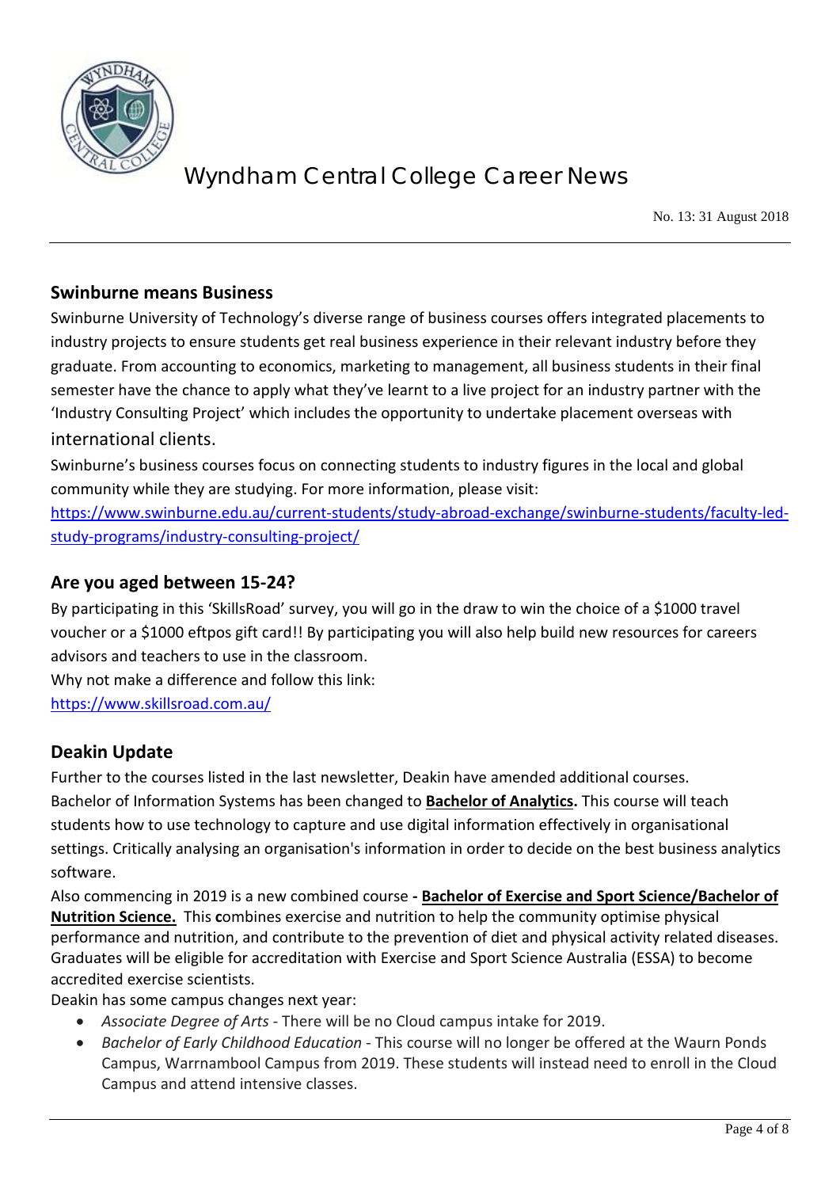## Swinburne means Business

Swinburne University of Technology's diverse range of business courses offers integrated placements to industry projects to ensure students get real business experience in their relevant industry before they graduate. From accounting to economics, marketing to management, all business students in their final semester have the chance to apply what they've learnt to a live project for an industry partner with the 'Industry Consulting Project' which includes the opportunity to undertake placement overseas with international clients.

Swinburne's business courses focus on connecting students to industry figures in the local and global community while they are studying. For more information, please visit:

https://www.swinburne.edu.au/current-students/study-abroad-exchange/swinburne-students/faculty-led-study-programs/industry-consulting-project/

## Are you aged between 15-24?

By participating in this 'SkillsRoad' survey, you will go in the draw to win the choice of a $1000 travel voucher or a $1000 eftpos gift card!! By participating you will also help build new resources for careers advisors and teachers to use in the classroom.

Why not make a difference and follow this link:

https://www.skillsroad.com.au/

## Deakin Update

Further to the courses listed in the last newsletter, Deakin have amended additional courses.

Bachelor of Information Systems has been changed to **Bachelor of Analytics.** This course will teach students how to use technology to capture and use digital information effectively in organisational settings. Critically analysing an organisation's information in order to decide on the best business analytics software.

Also commencing in 2019 is a new combined course **- Bachelor of Exercise and Sport Science/Bachelor of Nutrition Science.** This **c**ombines exercise and nutrition to help the community optimise physical performance and nutrition, and contribute to the prevention of diet and physical activity related diseases. Graduates will be eligible for accreditation with Exercise and Sport Science Australia (ESSA) to become accredited exercise scientists.

Deakin has some campus changes next year:

- *Associate Degree of Arts* - There will be no Cloud campus intake for 2019.
- *Bachelor of Early Childhood Education* - This course will no longer be offered at the Waurn Ponds Campus, Warrnambool Campus from 2019. These students will instead need to enroll in the Cloud Campus and attend intensive classes.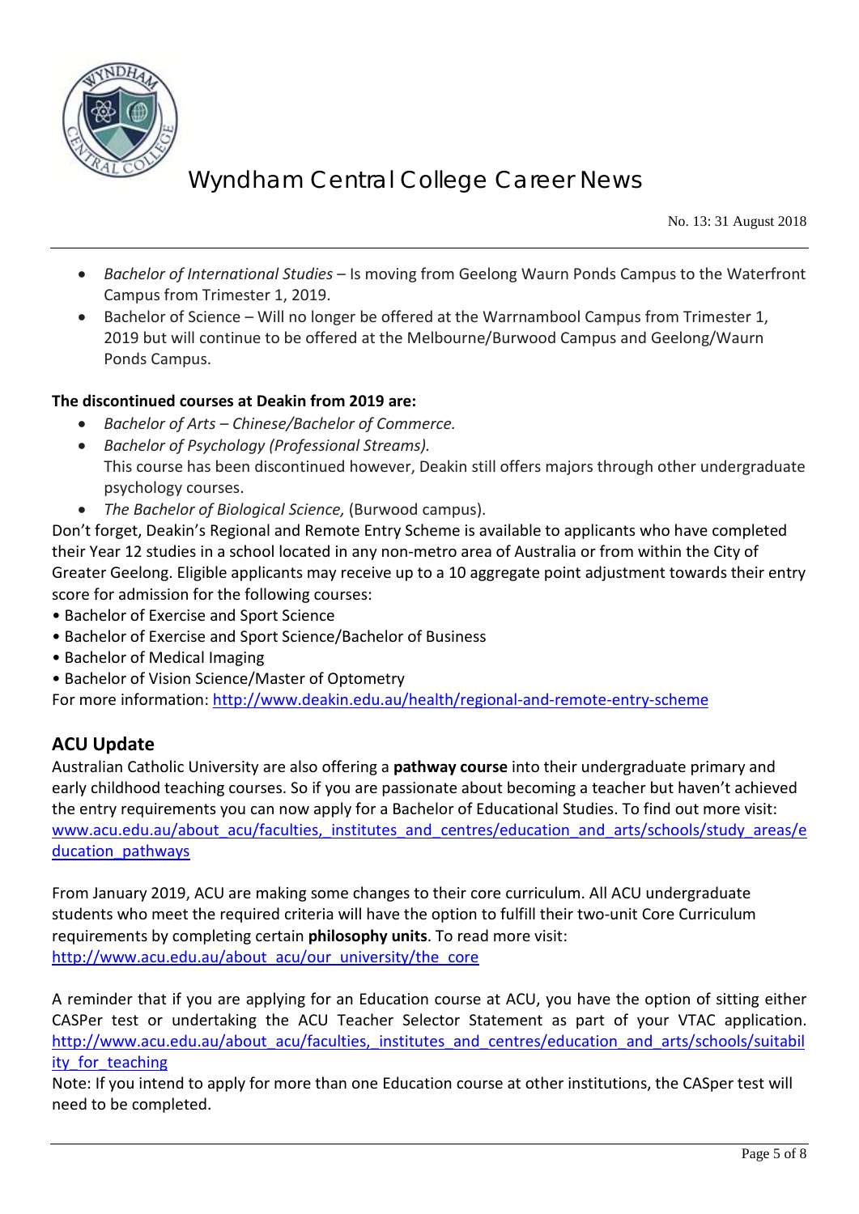- *Bachelor of International Studies* – Is moving from Geelong Waurn Ponds Campus to the Waterfront Campus from Trimester 1, 2019.
- Bachelor of Science – Will no longer be offered at the Warrnambool Campus from Trimester 1, 2019 but will continue to be offered at the Melbourne/Burwood Campus and Geelong/Waurn Ponds Campus.

**The discontinued courses at Deakin from 2019 are:**

- *Bachelor of Arts – Chinese/Bachelor of Commerce.*
- *Bachelor of Psychology (Professional Streams).*
  This course has been discontinued however, Deakin still offers majors through other undergraduate psychology courses.
- *The Bachelor of Biological Science,* (Burwood campus).

Don't forget, Deakin's Regional and Remote Entry Scheme is available to applicants who have completed their Year 12 studies in a school located in any non-metro area of Australia or from within the City of Greater Geelong. Eligible applicants may receive up to a 10 aggregate point adjustment towards their entry score for admission for the following courses:

- Bachelor of Exercise and Sport Science
- Bachelor of Exercise and Sport Science/Bachelor of Business
- Bachelor of Medical Imaging
- Bachelor of Vision Science/Master of Optometry

For more information: http://www.deakin.edu.au/health/regional-and-remote-entry-scheme

## ACU Update

Australian Catholic University are also offering a **pathway course** into their undergraduate primary and early childhood teaching courses. So if you are passionate about becoming a teacher but haven't achieved the entry requirements you can now apply for a Bachelor of Educational Studies. To find out more visit: www.acu.edu.au/about_acu/faculties,_institutes_and_centres/education_and_arts/schools/study_areas/education_pathways

From January 2019, ACU are making some changes to their core curriculum. All ACU undergraduate students who meet the required criteria will have the option to fulfill their two-unit Core Curriculum requirements by completing certain **philosophy units**. To read more visit: http://www.acu.edu.au/about_acu/our_university/the_core

A reminder that if you are applying for an Education course at ACU, you have the option of sitting either CASPer test or undertaking the ACU Teacher Selector Statement as part of your VTAC application. http://www.acu.edu.au/about_acu/faculties,_institutes_and_centres/education_and_arts/schools/suitability_for_teaching

Note: If you intend to apply for more than one Education course at other institutions, the CASper test will need to be completed.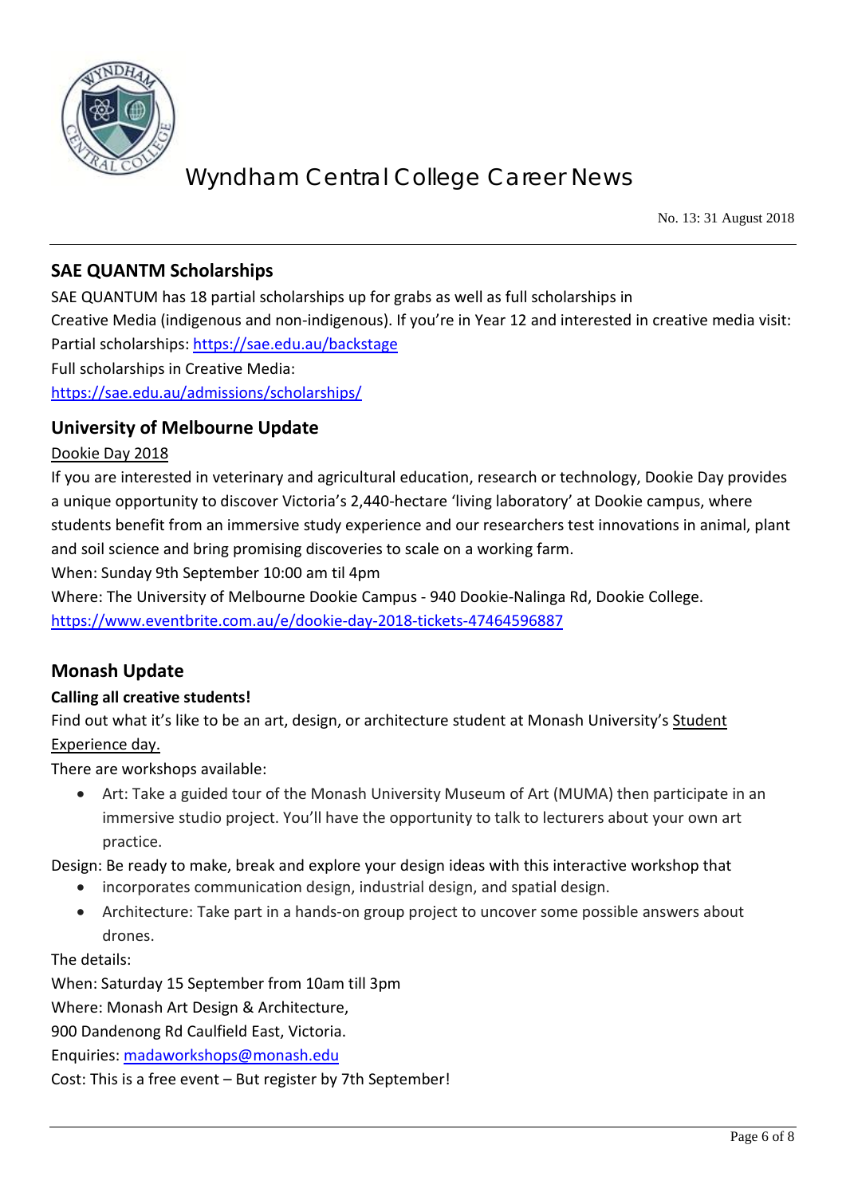## SAE QUANTM Scholarships

SAE QUANTUM has 18 partial scholarships up for grabs as well as full scholarships in Creative Media (indigenous and non-indigenous). If you're in Year 12 and interested in creative media visit:

Partial scholarships: https://sae.edu.au/backstage

Full scholarships in Creative Media:
https://sae.edu.au/admissions/scholarships/

## University of Melbourne Update

Dookie Day 2018

If you are interested in veterinary and agricultural education, research or technology, Dookie Day provides a unique opportunity to discover Victoria's 2,440-hectare 'living laboratory' at Dookie campus, where students benefit from an immersive study experience and our researchers test innovations in animal, plant and soil science and bring promising discoveries to scale on a working farm.

When: Sunday 9th September 10:00 am til 4pm

Where: The University of Melbourne Dookie Campus - 940 Dookie-Nalinga Rd, Dookie College.

https://www.eventbrite.com.au/e/dookie-day-2018-tickets-47464596887

## Monash Update

**Calling all creative students!**

Find out what it's like to be an art, design, or architecture student at Monash University's Student Experience day.

There are workshops available:

- Art: Take a guided tour of the Monash University Museum of Art (MUMA) then participate in an immersive studio project. You'll have the opportunity to talk to lecturers about your own art practice.

Design: Be ready to make, break and explore your design ideas with this interactive workshop that

- incorporates communication design, industrial design, and spatial design.
- Architecture: Take part in a hands-on group project to uncover some possible answers about drones.

The details:

When: Saturday 15 September from 10am till 3pm

Where: Monash Art Design & Architecture,
900 Dandenong Rd Caulfield East, Victoria.

Enquiries: madaworkshops@monash.edu

Cost: This is a free event – But register by 7th September!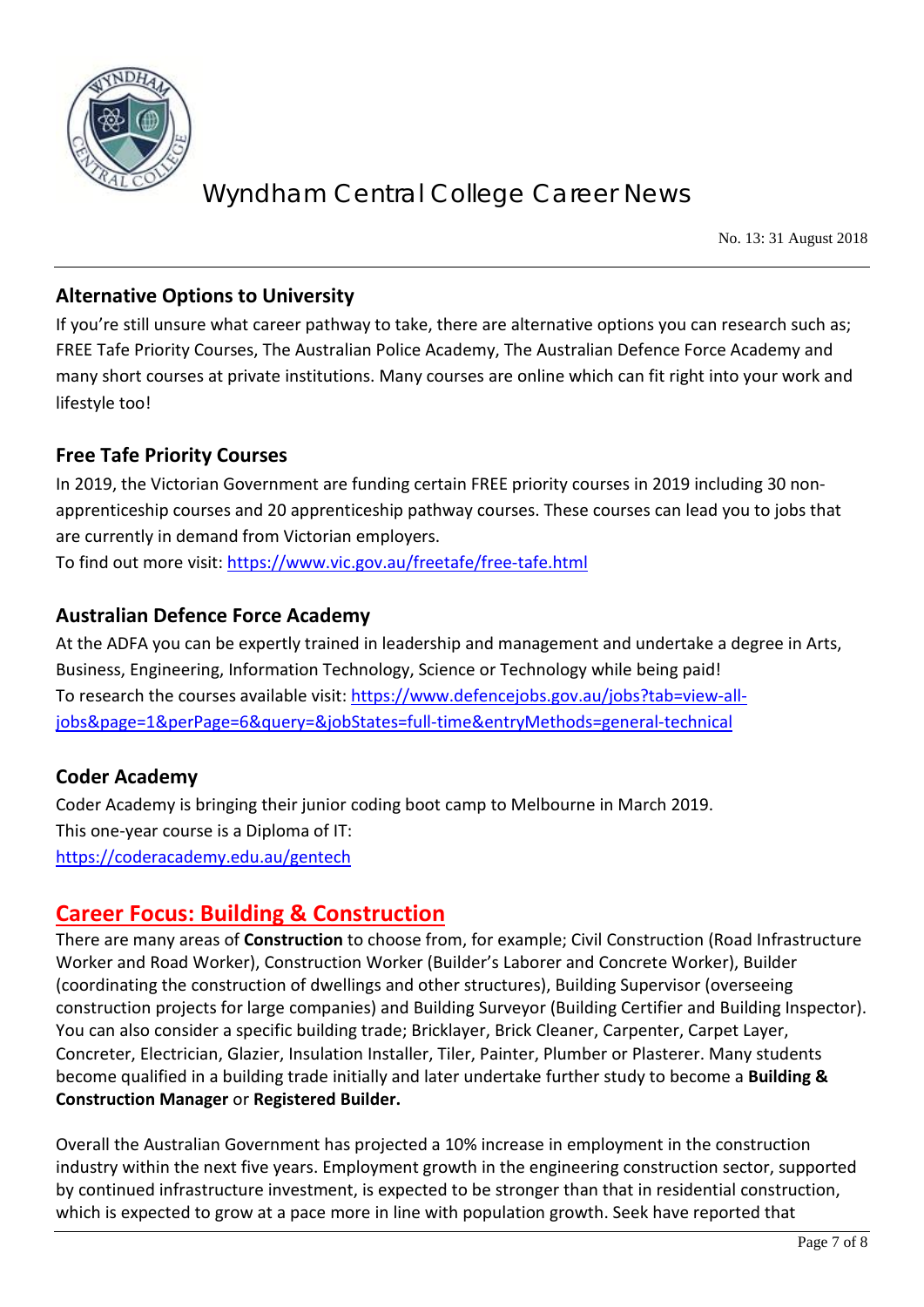## Alternative Options to University

If you're still unsure what career pathway to take, there are alternative options you can research such as; FREE Tafe Priority Courses, The Australian Police Academy, The Australian Defence Force Academy and many short courses at private institutions. Many courses are online which can fit right into your work and lifestyle too!

## Free Tafe Priority Courses

In 2019, the Victorian Government are funding certain FREE priority courses in 2019 including 30 non-apprenticeship courses and 20 apprenticeship pathway courses. These courses can lead you to jobs that are currently in demand from Victorian employers.
To find out more visit: https://www.vic.gov.au/freetafe/free-tafe.html

## Australian Defence Force Academy

At the ADFA you can be expertly trained in leadership and management and undertake a degree in Arts, Business, Engineering, Information Technology, Science or Technology while being paid!
To research the courses available visit: https://www.defencejobs.gov.au/jobs?tab=view-all-jobs&page=1&perPage=6&query=&jobStates=full-time&entryMethods=general-technical

## Coder Academy

Coder Academy is bringing their junior coding boot camp to Melbourne in March 2019.
This one-year course is a Diploma of IT:
https://coderacademy.edu.au/gentech

## Career Focus: Building & Construction

There are many areas of **Construction** to choose from, for example; Civil Construction (Road Infrastructure Worker and Road Worker), Construction Worker (Builder's Laborer and Concrete Worker), Builder (coordinating the construction of dwellings and other structures), Building Supervisor (overseeing construction projects for large companies) and Building Surveyor (Building Certifier and Building Inspector). You can also consider a specific building trade; Bricklayer, Brick Cleaner, Carpenter, Carpet Layer, Concreter, Electrician, Glazier, Insulation Installer, Tiler, Painter, Plumber or Plasterer. Many students become qualified in a building trade initially and later undertake further study to become a **Building & Construction Manager** or **Registered Builder.**

Overall the Australian Government has projected a 10% increase in employment in the construction industry within the next five years. Employment growth in the engineering construction sector, supported by continued infrastructure investment, is expected to be stronger than that in residential construction, which is expected to grow at a pace more in line with population growth. Seek have reported that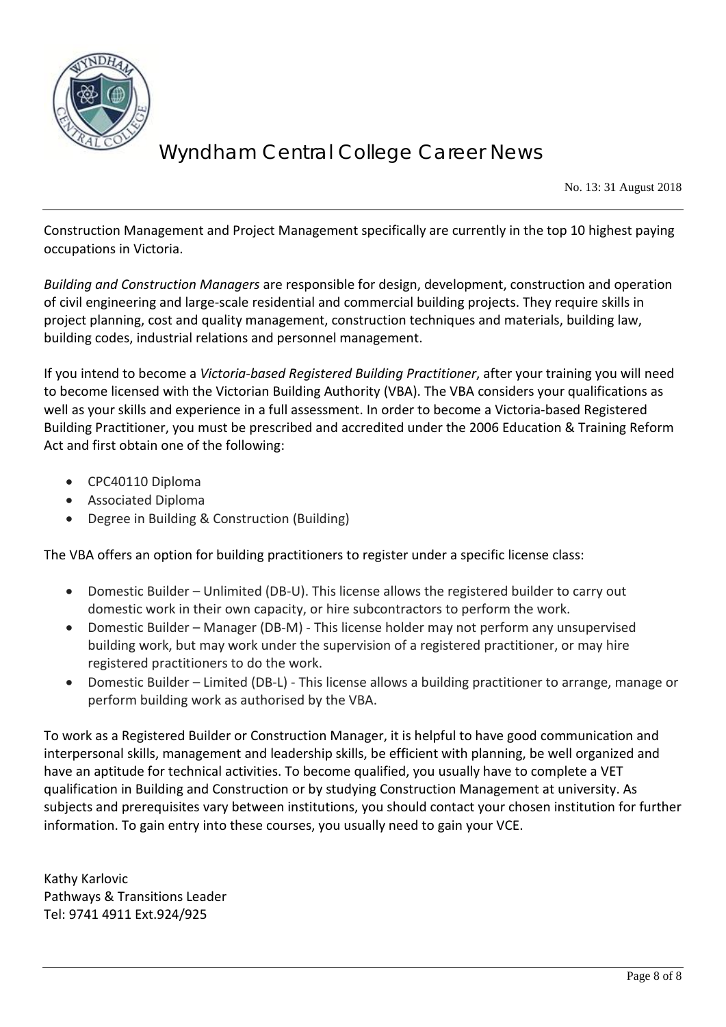Construction Management and Project Management specifically are currently in the top 10 highest paying occupations in Victoria.

*Building and Construction Managers* are responsible for design, development, construction and operation of civil engineering and large-scale residential and commercial building projects. They require skills in project planning, cost and quality management, construction techniques and materials, building law, building codes, industrial relations and personnel management.

If you intend to become a *Victoria-based Registered Building Practitioner*, after your training you will need to become licensed with the Victorian Building Authority (VBA). The VBA considers your qualifications as well as your skills and experience in a full assessment. In order to become a Victoria-based Registered Building Practitioner, you must be prescribed and accredited under the 2006 Education & Training Reform Act and first obtain one of the following:

- CPC40110 Diploma
- Associated Diploma
- Degree in Building & Construction (Building)

The VBA offers an option for building practitioners to register under a specific license class:

- Domestic Builder – Unlimited (DB-U). This license allows the registered builder to carry out domestic work in their own capacity, or hire subcontractors to perform the work.
- Domestic Builder – Manager (DB-M) - This license holder may not perform any unsupervised building work, but may work under the supervision of a registered practitioner, or may hire registered practitioners to do the work.
- Domestic Builder – Limited (DB-L) - This license allows a building practitioner to arrange, manage or perform building work as authorised by the VBA.

To work as a Registered Builder or Construction Manager, it is helpful to have good communication and interpersonal skills, management and leadership skills, be efficient with planning, be well organized and have an aptitude for technical activities. To become qualified, you usually have to complete a VET qualification in Building and Construction or by studying Construction Management at university. As subjects and prerequisites vary between institutions, you should contact your chosen institution for further information. To gain entry into these courses, you usually need to gain your VCE.

Kathy Karlovic
Pathways & Transitions Leader
Tel: 9741 4911 Ext.924/925